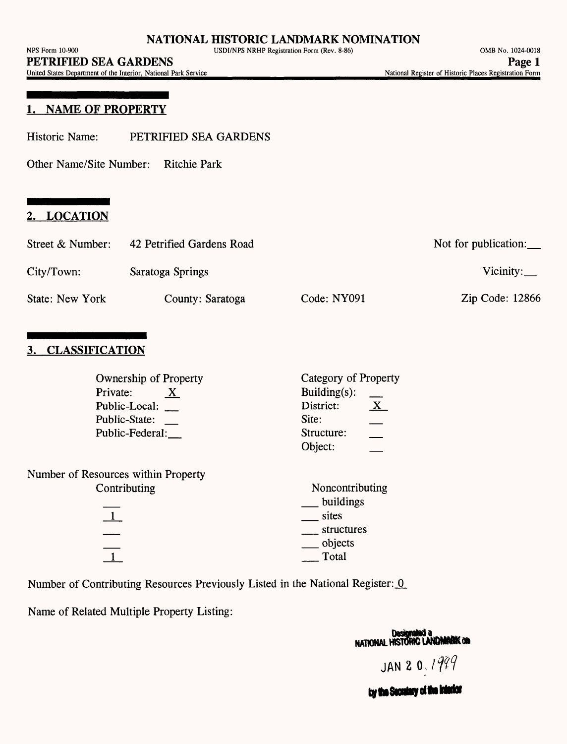# NATIONAL HISTORIC LANDMARK NOMINATION

NPS Form 10-900 USDI/NPS NRHP Registration Form (Rev. 8-86) OMB No. 1024-0018

**PETRIFIED SEA GARDENS**

United States Department of the Interior, National Park Service National Register of Historic Places Registration Form

## 1. NAME OF PROPERTY

Historic Name: PETRIFIED SEA GARDENS

Other Name/Site Number: Ritchie Park

## 2. LOCATION

Street & Number: 42 Petrified Gardens Road Not for publication: ___

City/Town: Saratoga Springs Vicinity: ___

State: New York County: Saratoga Code: NY091 Zip Code: 12866

## 3. CLASSIFICATION

| Ownership of Property | | Category of Property | |
|---|---|---|---|
| Private: | X | Building(s): | ___ |
| Public-Local: | ___ | District: | X |
| Public-State: | ___ | Site: | ___ |
| Public-Federal: | ___ | Structure: | ___ |
| | | Object: | ___ |

Number of Resources within Property

| Contributing | Noncontributing | |
|---|---|---|
| ___ | ___ | buildings |
| 1 | ___ | sites |
| ___ | ___ | structures |
| ___ | ___ | objects |
| 1 | ___ | Total |

Number of Contributing Resources Previously Listed in the National Register: 0

Name of Related Multiple Property Listing:

Designated a NATIONAL HISTORIC LANDMARK on JAN 2 0, 1999 by the Secretary of the Interior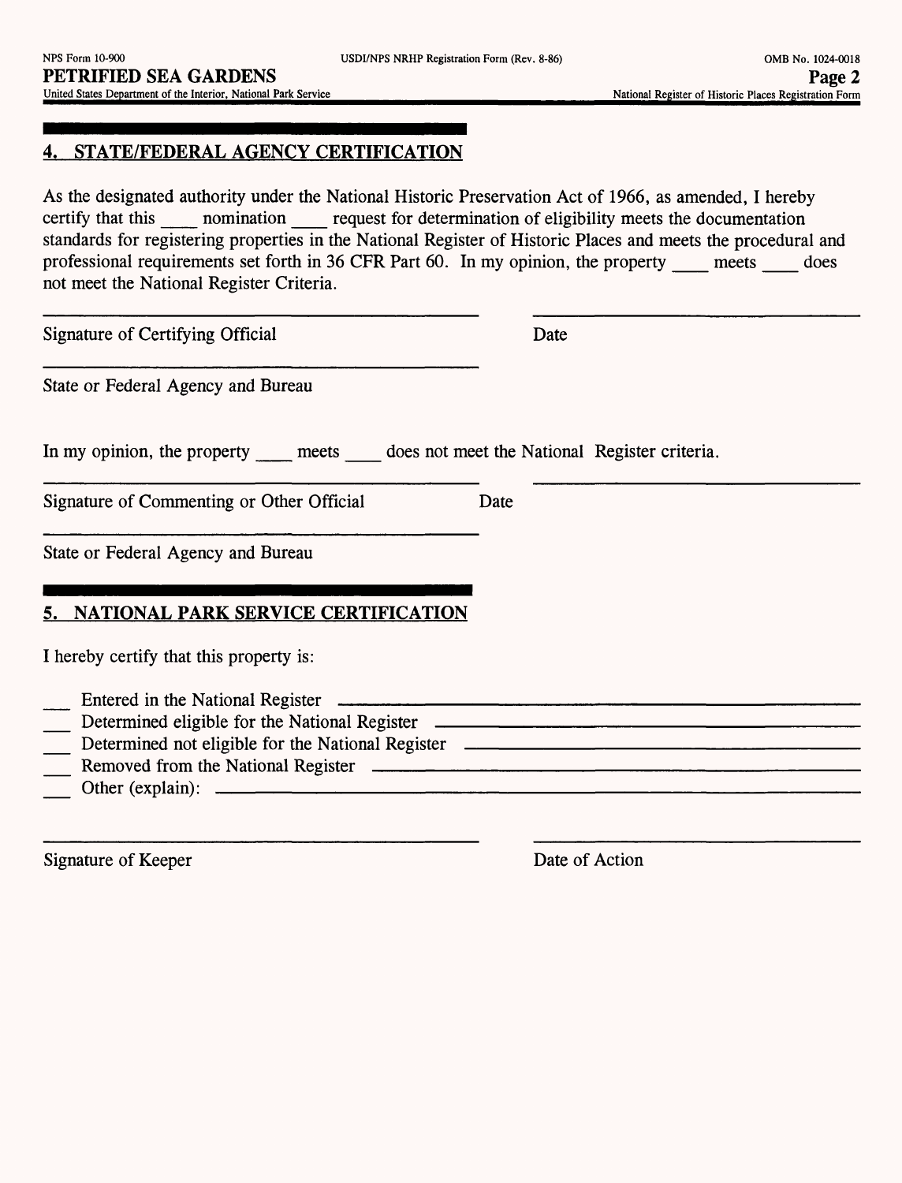## 4. STATE/FEDERAL AGENCY CERTIFICATION

As the designated authority under the National Historic Preservation Act of 1966, as amended, I hereby certify that this ____ nomination ____ request for determination of eligibility meets the documentation standards for registering properties in the National Register of Historic Places and meets the procedural and professional requirements set forth in 36 CFR Part 60. In my opinion, the property ____ meets ____ does not meet the National Register Criteria.

Signature of Certifying Official &nbsp;&nbsp;&nbsp;&nbsp;&nbsp;&nbsp;&nbsp;&nbsp; Date

State or Federal Agency and Bureau

In my opinion, the property ____ meets ____ does not meet the National Register criteria.

Signature of Commenting or Other Official &nbsp;&nbsp;&nbsp;&nbsp;&nbsp;&nbsp;&nbsp;&nbsp; Date

State or Federal Agency and Bureau

## 5. NATIONAL PARK SERVICE CERTIFICATION

I hereby certify that this property is:

___ Entered in the National Register ______________________________

___ Determined eligible for the National Register ______________________________

___ Determined not eligible for the National Register ______________________________

___ Removed from the National Register ______________________________

___ Other (explain): ______________________________

Signature of Keeper &nbsp;&nbsp;&nbsp;&nbsp;&nbsp;&nbsp;&nbsp;&nbsp; Date of Action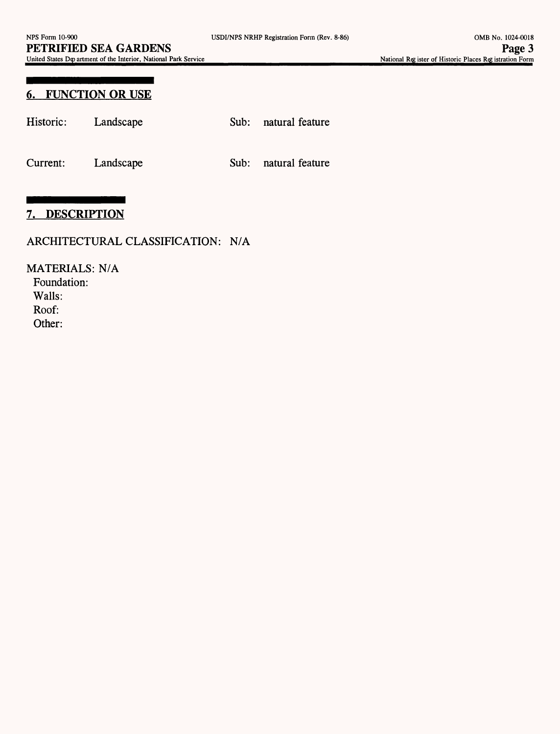## 6. FUNCTION OR USE

Historic: Landscape Sub: natural feature

Current: Landscape Sub: natural feature

## 7. DESCRIPTION

ARCHITECTURAL CLASSIFICATION: N/A

MATERIALS: N/A
- Foundation:
- Walls:
- Roof:
- Other: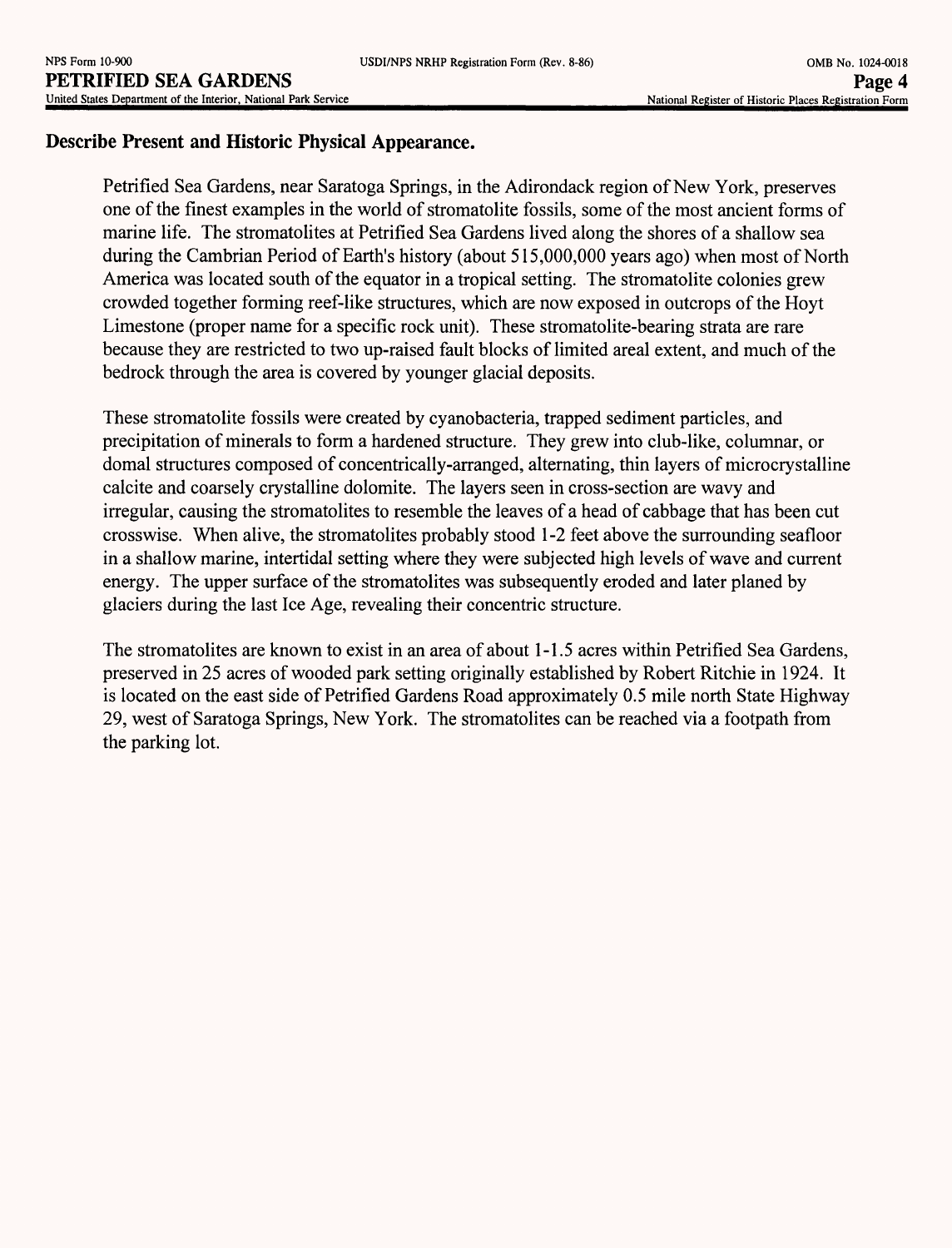## Describe Present and Historic Physical Appearance.

Petrified Sea Gardens, near Saratoga Springs, in the Adirondack region of New York, preserves one of the finest examples in the world of stromatolite fossils, some of the most ancient forms of marine life. The stromatolites at Petrified Sea Gardens lived along the shores of a shallow sea during the Cambrian Period of Earth's history (about 515,000,000 years ago) when most of North America was located south of the equator in a tropical setting. The stromatolite colonies grew crowded together forming reef-like structures, which are now exposed in outcrops of the Hoyt Limestone (proper name for a specific rock unit). These stromatolite-bearing strata are rare because they are restricted to two up-raised fault blocks of limited areal extent, and much of the bedrock through the area is covered by younger glacial deposits.

These stromatolite fossils were created by cyanobacteria, trapped sediment particles, and precipitation of minerals to form a hardened structure. They grew into club-like, columnar, or domal structures composed of concentrically-arranged, alternating, thin layers of microcrystalline calcite and coarsely crystalline dolomite. The layers seen in cross-section are wavy and irregular, causing the stromatolites to resemble the leaves of a head of cabbage that has been cut crosswise. When alive, the stromatolites probably stood 1-2 feet above the surrounding seafloor in a shallow marine, intertidal setting where they were subjected high levels of wave and current energy. The upper surface of the stromatolites was subsequently eroded and later planed by glaciers during the last Ice Age, revealing their concentric structure.

The stromatolites are known to exist in an area of about 1-1.5 acres within Petrified Sea Gardens, preserved in 25 acres of wooded park setting originally established by Robert Ritchie in 1924. It is located on the east side of Petrified Gardens Road approximately 0.5 mile north State Highway 29, west of Saratoga Springs, New York. The stromatolites can be reached via a footpath from the parking lot.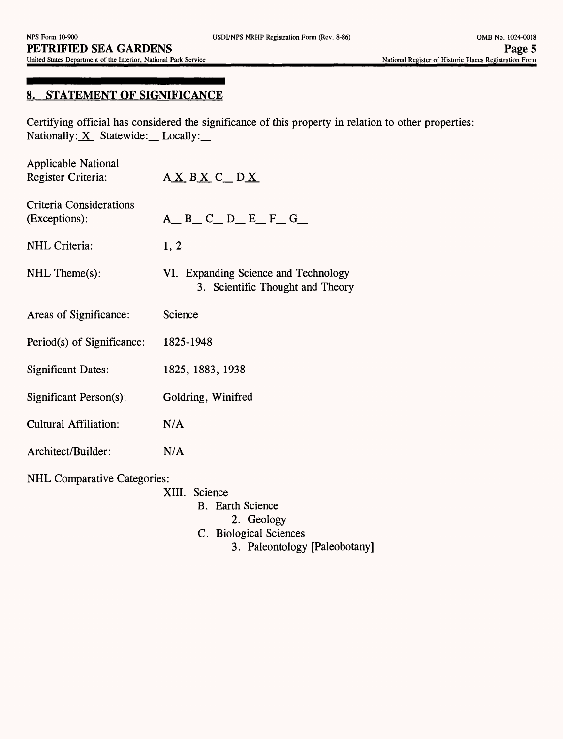## 8. STATEMENT OF SIGNIFICANCE

Certifying official has considered the significance of this property in relation to other properties:
Nationally: X  Statewide: __ Locally: __

Applicable National Register Criteria: A X  B X  C __ D X

Criteria Considerations (Exceptions): A __ B __ C __ D __ E __ F __ G __

NHL Criteria: 1, 2

NHL Theme(s): VI. Expanding Science and Technology
3. Scientific Thought and Theory

Areas of Significance: Science

Period(s) of Significance: 1825-1948

Significant Dates: 1825, 1883, 1938

Significant Person(s): Goldring, Winifred

Cultural Affiliation: N/A

Architect/Builder: N/A

NHL Comparative Categories:

- XIII. Science
  - B. Earth Science
    - 2. Geology
  - C. Biological Sciences
    - 3. Paleontology [Paleobotany]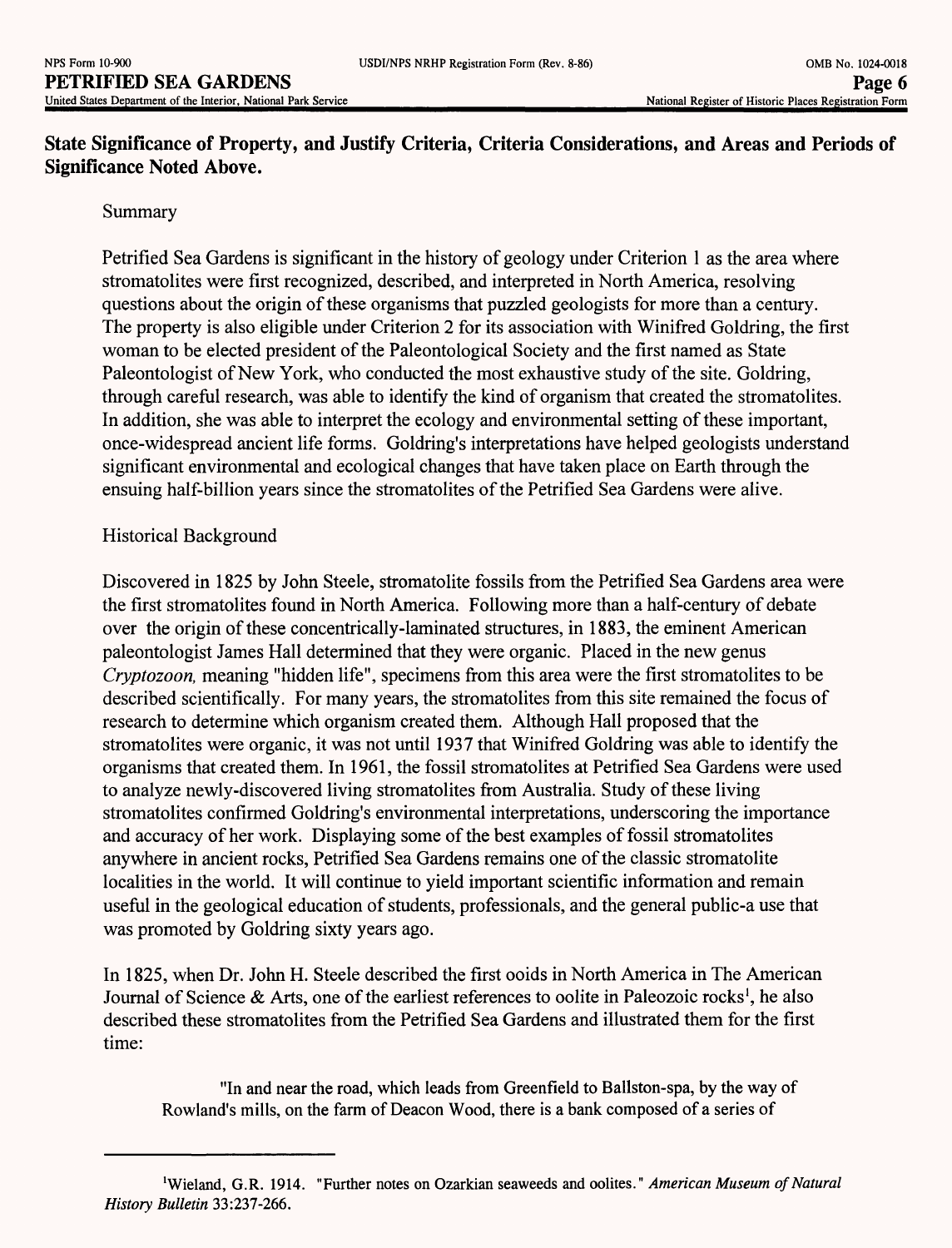**State Significance of Property, and Justify Criteria, Criteria Considerations, and Areas and Periods of Significance Noted Above.**

Summary

Petrified Sea Gardens is significant in the history of geology under Criterion 1 as the area where stromatolites were first recognized, described, and interpreted in North America, resolving questions about the origin of these organisms that puzzled geologists for more than a century. The property is also eligible under Criterion 2 for its association with Winifred Goldring, the first woman to be elected president of the Paleontological Society and the first named as State Paleontologist of New York, who conducted the most exhaustive study of the site. Goldring, through careful research, was able to identify the kind of organism that created the stromatolites. In addition, she was able to interpret the ecology and environmental setting of these important, once-widespread ancient life forms. Goldring's interpretations have helped geologists understand significant environmental and ecological changes that have taken place on Earth through the ensuing half-billion years since the stromatolites of the Petrified Sea Gardens were alive.

Historical Background

Discovered in 1825 by John Steele, stromatolite fossils from the Petrified Sea Gardens area were the first stromatolites found in North America. Following more than a half-century of debate over the origin of these concentrically-laminated structures, in 1883, the eminent American paleontologist James Hall determined that they were organic. Placed in the new genus *Cryptozoon,* meaning "hidden life", specimens from this area were the first stromatolites to be described scientifically. For many years, the stromatolites from this site remained the focus of research to determine which organism created them. Although Hall proposed that the stromatolites were organic, it was not until 1937 that Winifred Goldring was able to identify the organisms that created them. In 1961, the fossil stromatolites at Petrified Sea Gardens were used to analyze newly-discovered living stromatolites from Australia. Study of these living stromatolites confirmed Goldring's environmental interpretations, underscoring the importance and accuracy of her work. Displaying some of the best examples of fossil stromatolites anywhere in ancient rocks, Petrified Sea Gardens remains one of the classic stromatolite localities in the world. It will continue to yield important scientific information and remain useful in the geological education of students, professionals, and the general public-a use that was promoted by Goldring sixty years ago.

In 1825, when Dr. John H. Steele described the first ooids in North America in The American Journal of Science & Arts, one of the earliest references to oolite in Paleozoic rocks[1], he also described these stromatolites from the Petrified Sea Gardens and illustrated them for the first time:

> "In and near the road, which leads from Greenfield to Ballston-spa, by the way of Rowland's mills, on the farm of Deacon Wood, there is a bank composed of a series of

---

[1] Wieland, G.R. 1914. "Further notes on Ozarkian seaweeds and oolites." *American Museum of Natural History Bulletin* 33:237-266.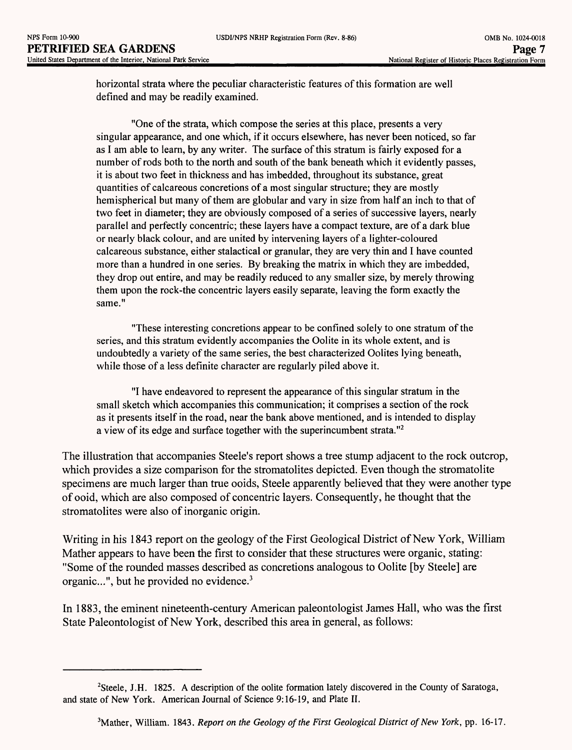horizontal strata where the peculiar characteristic features of this formation are well defined and may be readily examined.

"One of the strata, which compose the series at this place, presents a very singular appearance, and one which, if it occurs elsewhere, has never been noticed, so far as I am able to learn, by any writer. The surface of this stratum is fairly exposed for a number of rods both to the north and south of the bank beneath which it evidently passes, it is about two feet in thickness and has imbedded, throughout its substance, great quantities of calcareous concretions of a most singular structure; they are mostly hemispherical but many of them are globular and vary in size from half an inch to that of two feet in diameter; they are obviously composed of a series of successive layers, nearly parallel and perfectly concentric; these layers have a compact texture, are of a dark blue or nearly black colour, and are united by intervening layers of a lighter-coloured calcareous substance, either stalactical or granular, they are very thin and I have counted more than a hundred in one series. By breaking the matrix in which they are imbedded, they drop out entire, and may be readily reduced to any smaller size, by merely throwing them upon the rock-the concentric layers easily separate, leaving the form exactly the same."

"These interesting concretions appear to be confined solely to one stratum of the series, and this stratum evidently accompanies the Oolite in its whole extent, and is undoubtedly a variety of the same series, the best characterized Oolites lying beneath, while those of a less definite character are regularly piled above it.

"I have endeavored to represent the appearance of this singular stratum in the small sketch which accompanies this communication; it comprises a section of the rock as it presents itself in the road, near the bank above mentioned, and is intended to display a view of its edge and surface together with the superincumbent strata."[2]

The illustration that accompanies Steele's report shows a tree stump adjacent to the rock outcrop, which provides a size comparison for the stromatolites depicted. Even though the stromatolite specimens are much larger than true ooids, Steele apparently believed that they were another type of ooid, which are also composed of concentric layers. Consequently, he thought that the stromatolites were also of inorganic origin.

Writing in his 1843 report on the geology of the First Geological District of New York, William Mather appears to have been the first to consider that these structures were organic, stating: "Some of the rounded masses described as concretions analogous to Oolite [by Steele] are organic...", but he provided no evidence.[3]

In 1883, the eminent nineteenth-century American paleontologist James Hall, who was the first State Paleontologist of New York, described this area in general, as follows:

---

[2] Steele, J.H. 1825. A description of the oolite formation lately discovered in the County of Saratoga, and state of New York. American Journal of Science 9:16-19, and Plate II.

[3] Mather, William. 1843. *Report on the Geology of the First Geological District of New York*, pp. 16-17.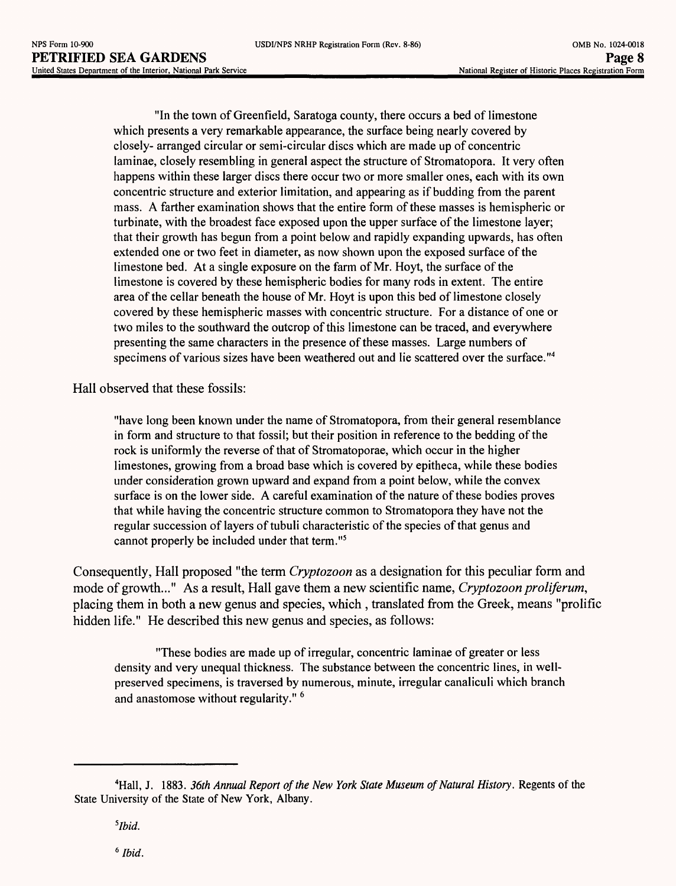"In the town of Greenfield, Saratoga county, there occurs a bed of limestone which presents a very remarkable appearance, the surface being nearly covered by closely- arranged circular or semi-circular discs which are made up of concentric laminae, closely resembling in general aspect the structure of Stromatopora. It very often happens within these larger discs there occur two or more smaller ones, each with its own concentric structure and exterior limitation, and appearing as if budding from the parent mass. A farther examination shows that the entire form of these masses is hemispheric or turbinate, with the broadest face exposed upon the upper surface of the limestone layer; that their growth has begun from a point below and rapidly expanding upwards, has often extended one or two feet in diameter, as now shown upon the exposed surface of the limestone bed. At a single exposure on the farm of Mr. Hoyt, the surface of the limestone is covered by these hemispheric bodies for many rods in extent. The entire area of the cellar beneath the house of Mr. Hoyt is upon this bed of limestone closely covered by these hemispheric masses with concentric structure. For a distance of one or two miles to the southward the outcrop of this limestone can be traced, and everywhere presenting the same characters in the presence of these masses. Large numbers of specimens of various sizes have been weathered out and lie scattered over the surface."[4]

Hall observed that these fossils:

> "have long been known under the name of Stromatopora, from their general resemblance in form and structure to that fossil; but their position in reference to the bedding of the rock is uniformly the reverse of that of Stromatoporae, which occur in the higher limestones, growing from a broad base which is covered by epitheca, while these bodies under consideration grown upward and expand from a point below, while the convex surface is on the lower side. A careful examination of the nature of these bodies proves that while having the concentric structure common to Stromatopora they have not the regular succession of layers of tubuli characteristic of the species of that genus and cannot properly be included under that term."[5]

Consequently, Hall proposed "the term *Cryptozoon* as a designation for this peculiar form and mode of growth..." As a result, Hall gave them a new scientific name, *Cryptozoon proliferum*, placing them in both a new genus and species, which , translated from the Greek, means "prolific hidden life." He described this new genus and species, as follows:

> "These bodies are made up of irregular, concentric laminae of greater or less density and very unequal thickness. The substance between the concentric lines, in well-preserved specimens, is traversed by numerous, minute, irregular canaliculi which branch and anastomose without regularity." [6]

---

[4] Hall, J. 1883. *36th Annual Report of the New York State Museum of Natural History*. Regents of the State University of the State of New York, Albany.

[5] *Ibid.*

[6] *Ibid.*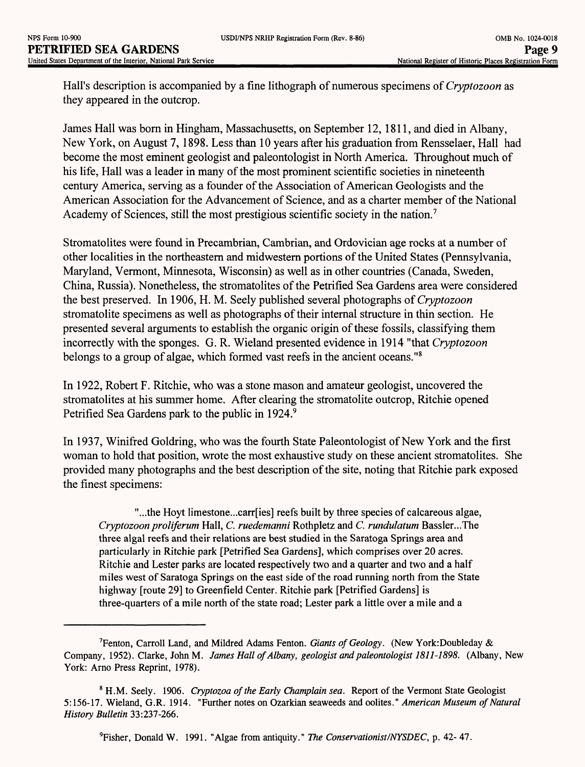Hall's description is accompanied by a fine lithograph of numerous specimens of *Cryptozoon* as they appeared in the outcrop.

James Hall was born in Hingham, Massachusetts, on September 12, 1811, and died in Albany, New York, on August 7, 1898. Less than 10 years after his graduation from Rensselaer, Hall had become the most eminent geologist and paleontologist in North America. Throughout much of his life, Hall was a leader in many of the most prominent scientific societies in nineteenth century America, serving as a founder of the Association of American Geologists and the American Association for the Advancement of Science, and as a charter member of the National Academy of Sciences, still the most prestigious scientific society in the nation.[7]

Stromatolites were found in Precambrian, Cambrian, and Ordovician age rocks at a number of other localities in the northeastern and midwestern portions of the United States (Pennsylvania, Maryland, Vermont, Minnesota, Wisconsin) as well as in other countries (Canada, Sweden, China, Russia). Nonetheless, the stromatolites of the Petrified Sea Gardens area were considered the best preserved. In 1906, H. M. Seely published several photographs of *Cryptozoon* stromatolite specimens as well as photographs of their internal structure in thin section. He presented several arguments to establish the organic origin of these fossils, classifying them incorrectly with the sponges. G. R. Wieland presented evidence in 1914 "that *Cryptozoon* belongs to a group of algae, which formed vast reefs in the ancient oceans."[8]

In 1922, Robert F. Ritchie, who was a stone mason and amateur geologist, uncovered the stromatolites at his summer home. After clearing the stromatolite outcrop, Ritchie opened Petrified Sea Gardens park to the public in 1924.[9]

In 1937, Winifred Goldring, who was the fourth State Paleontologist of New York and the first woman to hold that position, wrote the most exhaustive study on these ancient stromatolites. She provided many photographs and the best description of the site, noting that Ritchie park exposed the finest specimens:

> "...the Hoyt limestone...carr[ies] reefs built by three species of calcareous algae, *Cryptozoon proliferum* Hall, *C. ruedemanni* Rothpletz and *C. rundulatum* Bassler...The three algal reefs and their relations are best studied in the Saratoga Springs area and particularly in Ritchie park [Petrified Sea Gardens], which comprises over 20 acres. Ritchie and Lester parks are located respectively two and a quarter and two and a half miles west of Saratoga Springs on the east side of the road running north from the State highway [route 29] to Greenfield Center. Ritchie park [Petrified Gardens] is three-quarters of a mile north of the state road; Lester park a little over a mile and a

---

[7] Fenton, Carroll Land, and Mildred Adams Fenton. *Giants of Geology*. (New York:Doubleday & Company, 1952). Clarke, John M. *James Hall of Albany, geologist and paleontologist 1811-1898*. (Albany, New York: Arno Press Reprint, 1978).

[8] H.M. Seely. 1906. *Cryptozoa of the Early Champlain sea*. Report of the Vermont State Geologist 5:156-17. Wieland, G.R. 1914. "Further notes on Ozarkian seaweeds and oolites." *American Museum of Natural History Bulletin* 33:237-266.

[9] Fisher, Donald W. 1991. "Algae from antiquity." *The Conservationist/NYSDEC*, p. 42- 47.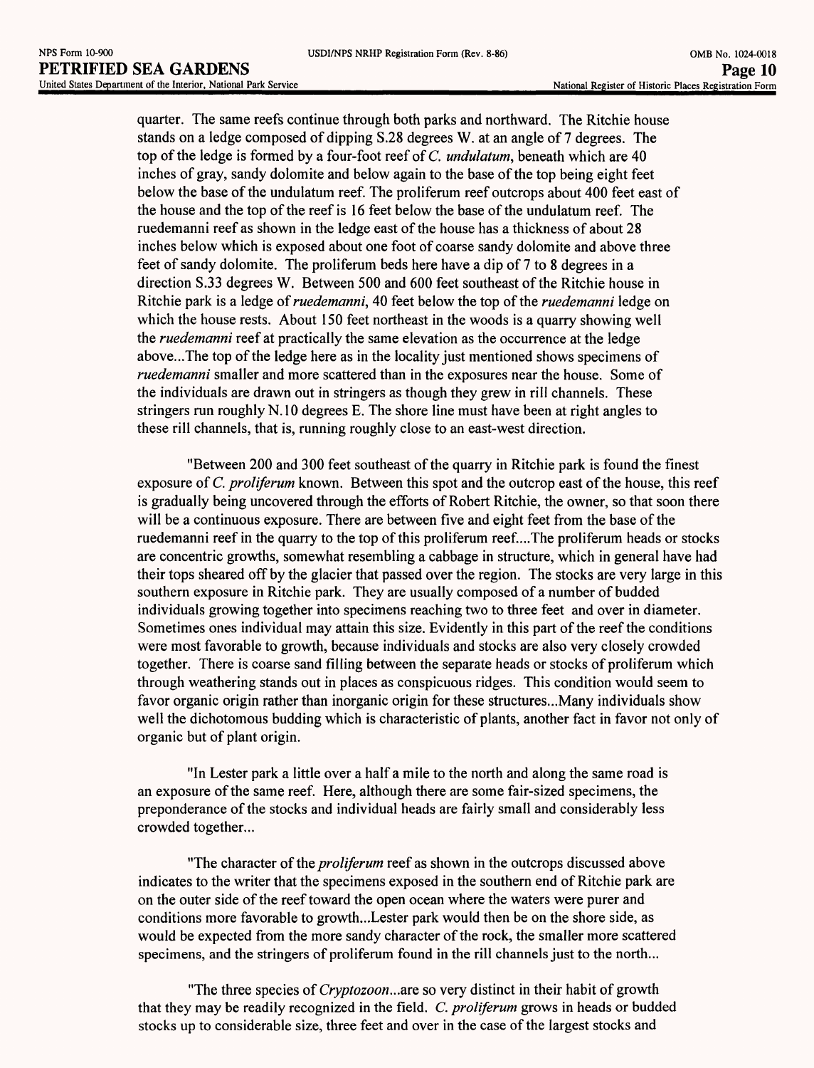quarter. The same reefs continue through both parks and northward. The Ritchie house stands on a ledge composed of dipping S.28 degrees W. at an angle of 7 degrees. The top of the ledge is formed by a four-foot reef of *C. undulatum*, beneath which are 40 inches of gray, sandy dolomite and below again to the base of the top being eight feet below the base of the undulatum reef. The proliferum reef outcrops about 400 feet east of the house and the top of the reef is 16 feet below the base of the undulatum reef. The ruedemanni reef as shown in the ledge east of the house has a thickness of about 28 inches below which is exposed about one foot of coarse sandy dolomite and above three feet of sandy dolomite. The proliferum beds here have a dip of 7 to 8 degrees in a direction S.33 degrees W. Between 500 and 600 feet southeast of the Ritchie house in Ritchie park is a ledge of *ruedemanni*, 40 feet below the top of the *ruedemanni* ledge on which the house rests. About 150 feet northeast in the woods is a quarry showing well the *ruedemanni* reef at practically the same elevation as the occurrence at the ledge above...The top of the ledge here as in the locality just mentioned shows specimens of *ruedemanni* smaller and more scattered than in the exposures near the house. Some of the individuals are drawn out in stringers as though they grew in rill channels. These stringers run roughly N.10 degrees E. The shore line must have been at right angles to these rill channels, that is, running roughly close to an east-west direction.

"Between 200 and 300 feet southeast of the quarry in Ritchie park is found the finest exposure of *C. proliferum* known. Between this spot and the outcrop east of the house, this reef is gradually being uncovered through the efforts of Robert Ritchie, the owner, so that soon there will be a continuous exposure. There are between five and eight feet from the base of the ruedemanni reef in the quarry to the top of this proliferum reef....The proliferum heads or stocks are concentric growths, somewhat resembling a cabbage in structure, which in general have had their tops sheared off by the glacier that passed over the region. The stocks are very large in this southern exposure in Ritchie park. They are usually composed of a number of budded individuals growing together into specimens reaching two to three feet and over in diameter. Sometimes ones individual may attain this size. Evidently in this part of the reef the conditions were most favorable to growth, because individuals and stocks are also very closely crowded together. There is coarse sand filling between the separate heads or stocks of proliferum which through weathering stands out in places as conspicuous ridges. This condition would seem to favor organic origin rather than inorganic origin for these structures...Many individuals show well the dichotomous budding which is characteristic of plants, another fact in favor not only of organic but of plant origin.

"In Lester park a little over a half a mile to the north and along the same road is an exposure of the same reef. Here, although there are some fair-sized specimens, the preponderance of the stocks and individual heads are fairly small and considerably less crowded together...

"The character of the *proliferum* reef as shown in the outcrops discussed above indicates to the writer that the specimens exposed in the southern end of Ritchie park are on the outer side of the reef toward the open ocean where the waters were purer and conditions more favorable to growth...Lester park would then be on the shore side, as would be expected from the more sandy character of the rock, the smaller more scattered specimens, and the stringers of proliferum found in the rill channels just to the north...

"The three species of *Cryptozoon*...are so very distinct in their habit of growth that they may be readily recognized in the field. *C. proliferum* grows in heads or budded stocks up to considerable size, three feet and over in the case of the largest stocks and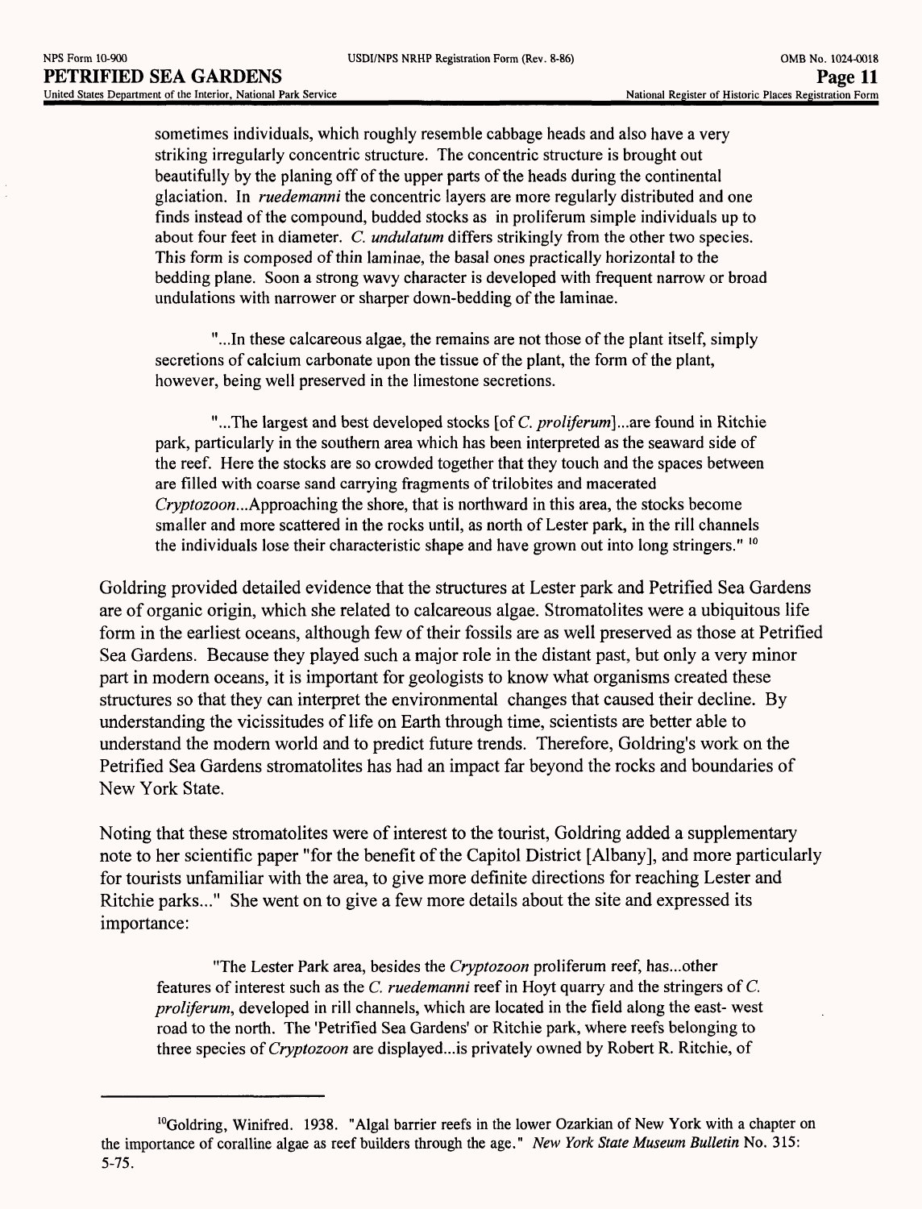sometimes individuals, which roughly resemble cabbage heads and also have a very striking irregularly concentric structure. The concentric structure is brought out beautifully by the planing off of the upper parts of the heads during the continental glaciation. In *ruedemanni* the concentric layers are more regularly distributed and one finds instead of the compound, budded stocks as in proliferum simple individuals up to about four feet in diameter. *C. undulatum* differs strikingly from the other two species. This form is composed of thin laminae, the basal ones practically horizontal to the bedding plane. Soon a strong wavy character is developed with frequent narrow or broad undulations with narrower or sharper down-bedding of the laminae.

"...In these calcareous algae, the remains are not those of the plant itself, simply secretions of calcium carbonate upon the tissue of the plant, the form of the plant, however, being well preserved in the limestone secretions.

"...The largest and best developed stocks [of *C. proliferum*]...are found in Ritchie park, particularly in the southern area which has been interpreted as the seaward side of the reef. Here the stocks are so crowded together that they touch and the spaces between are filled with coarse sand carrying fragments of trilobites and macerated *Cryptozoon*...Approaching the shore, that is northward in this area, the stocks become smaller and more scattered in the rocks until, as north of Lester park, in the rill channels the individuals lose their characteristic shape and have grown out into long stringers." [10]

Goldring provided detailed evidence that the structures at Lester park and Petrified Sea Gardens are of organic origin, which she related to calcareous algae. Stromatolites were a ubiquitous life form in the earliest oceans, although few of their fossils are as well preserved as those at Petrified Sea Gardens. Because they played such a major role in the distant past, but only a very minor part in modern oceans, it is important for geologists to know what organisms created these structures so that they can interpret the environmental changes that caused their decline. By understanding the vicissitudes of life on Earth through time, scientists are better able to understand the modern world and to predict future trends. Therefore, Goldring's work on the Petrified Sea Gardens stromatolites has had an impact far beyond the rocks and boundaries of New York State.

Noting that these stromatolites were of interest to the tourist, Goldring added a supplementary note to her scientific paper "for the benefit of the Capitol District [Albany], and more particularly for tourists unfamiliar with the area, to give more definite directions for reaching Lester and Ritchie parks..." She went on to give a few more details about the site and expressed its importance:

"The Lester Park area, besides the *Cryptozoon* proliferum reef, has...other features of interest such as the *C. ruedemanni* reef in Hoyt quarry and the stringers of *C. proliferum*, developed in rill channels, which are located in the field along the east- west road to the north. The 'Petrified Sea Gardens' or Ritchie park, where reefs belonging to three species of *Cryptozoon* are displayed...is privately owned by Robert R. Ritchie, of

---

[10] Goldring, Winifred. 1938. "Algal barrier reefs in the lower Ozarkian of New York with a chapter on the importance of coralline algae as reef builders through the age." *New York State Museum Bulletin* No. 315: 5-75.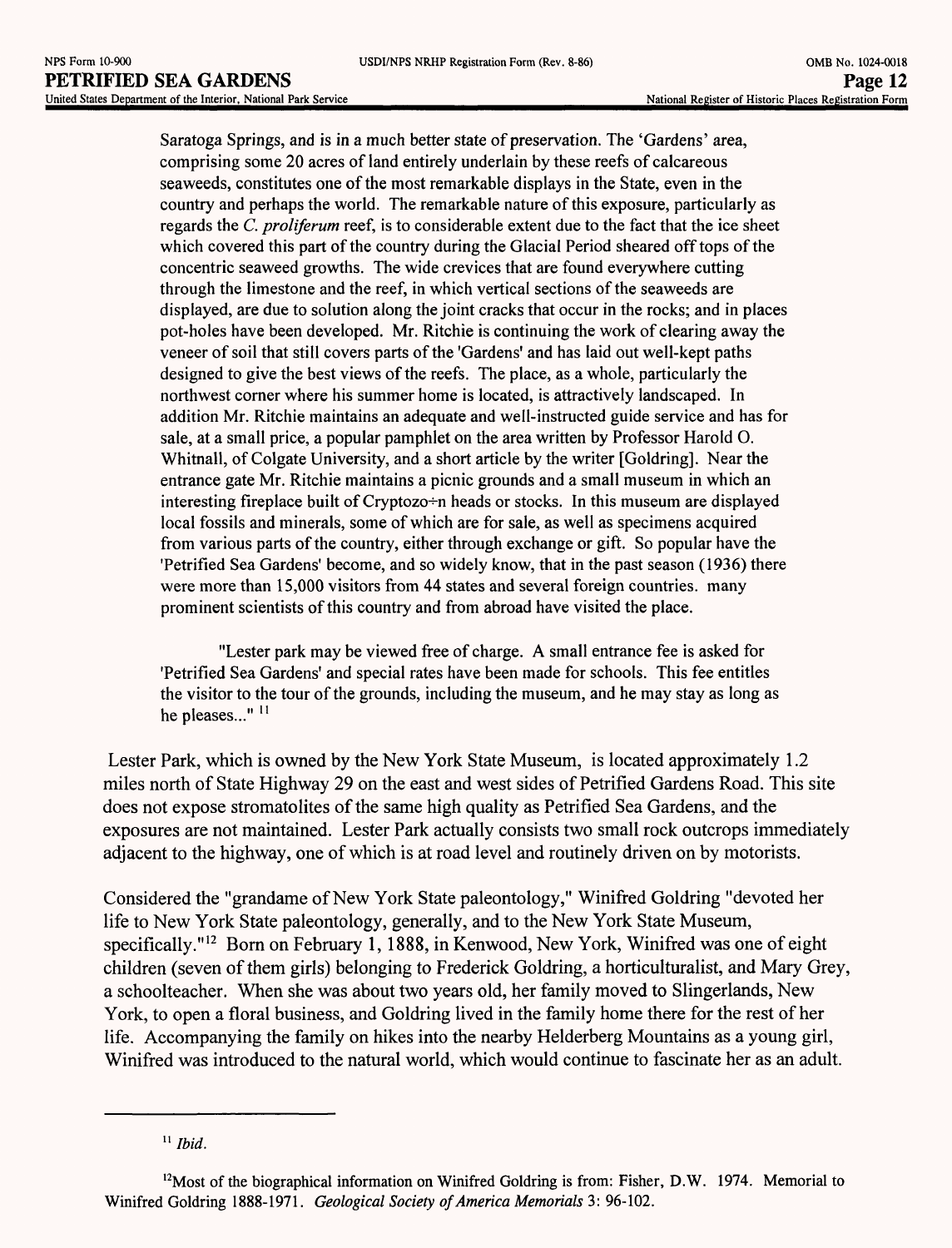Saratoga Springs, and is in a much better state of preservation. The 'Gardens' area, comprising some 20 acres of land entirely underlain by these reefs of calcareous seaweeds, constitutes one of the most remarkable displays in the State, even in the country and perhaps the world. The remarkable nature of this exposure, particularly as regards the *C. proliferum* reef, is to considerable extent due to the fact that the ice sheet which covered this part of the country during the Glacial Period sheared off tops of the concentric seaweed growths. The wide crevices that are found everywhere cutting through the limestone and the reef, in which vertical sections of the seaweeds are displayed, are due to solution along the joint cracks that occur in the rocks; and in places pot-holes have been developed. Mr. Ritchie is continuing the work of clearing away the veneer of soil that still covers parts of the 'Gardens' and has laid out well-kept paths designed to give the best views of the reefs. The place, as a whole, particularly the northwest corner where his summer home is located, is attractively landscaped. In addition Mr. Ritchie maintains an adequate and well-instructed guide service and has for sale, at a small price, a popular pamphlet on the area written by Professor Harold O. Whitnall, of Colgate University, and a short article by the writer [Goldring]. Near the entrance gate Mr. Ritchie maintains a picnic grounds and a small museum in which an interesting fireplace built of Cryptozo÷n heads or stocks. In this museum are displayed local fossils and minerals, some of which are for sale, as well as specimens acquired from various parts of the country, either through exchange or gift. So popular have the 'Petrified Sea Gardens' become, and so widely know, that in the past season (1936) there were more than 15,000 visitors from 44 states and several foreign countries. many prominent scientists of this country and from abroad have visited the place.

"Lester park may be viewed free of charge. A small entrance fee is asked for 'Petrified Sea Gardens' and special rates have been made for schools. This fee entitles the visitor to the tour of the grounds, including the museum, and he may stay as long as he pleases..." [11]

Lester Park, which is owned by the New York State Museum, is located approximately 1.2 miles north of State Highway 29 on the east and west sides of Petrified Gardens Road. This site does not expose stromatolites of the same high quality as Petrified Sea Gardens, and the exposures are not maintained. Lester Park actually consists two small rock outcrops immediately adjacent to the highway, one of which is at road level and routinely driven on by motorists.

Considered the "grandame of New York State paleontology," Winifred Goldring "devoted her life to New York State paleontology, generally, and to the New York State Museum, specifically."[12] Born on February 1, 1888, in Kenwood, New York, Winifred was one of eight children (seven of them girls) belonging to Frederick Goldring, a horticulturalist, and Mary Grey, a schoolteacher. When she was about two years old, her family moved to Slingerlands, New York, to open a floral business, and Goldring lived in the family home there for the rest of her life. Accompanying the family on hikes into the nearby Helderberg Mountains as a young girl, Winifred was introduced to the natural world, which would continue to fascinate her as an adult.

---

[11] *Ibid.*

[12] Most of the biographical information on Winifred Goldring is from: Fisher, D.W. 1974. Memorial to Winifred Goldring 1888-1971. *Geological Society of America Memorials* 3: 96-102.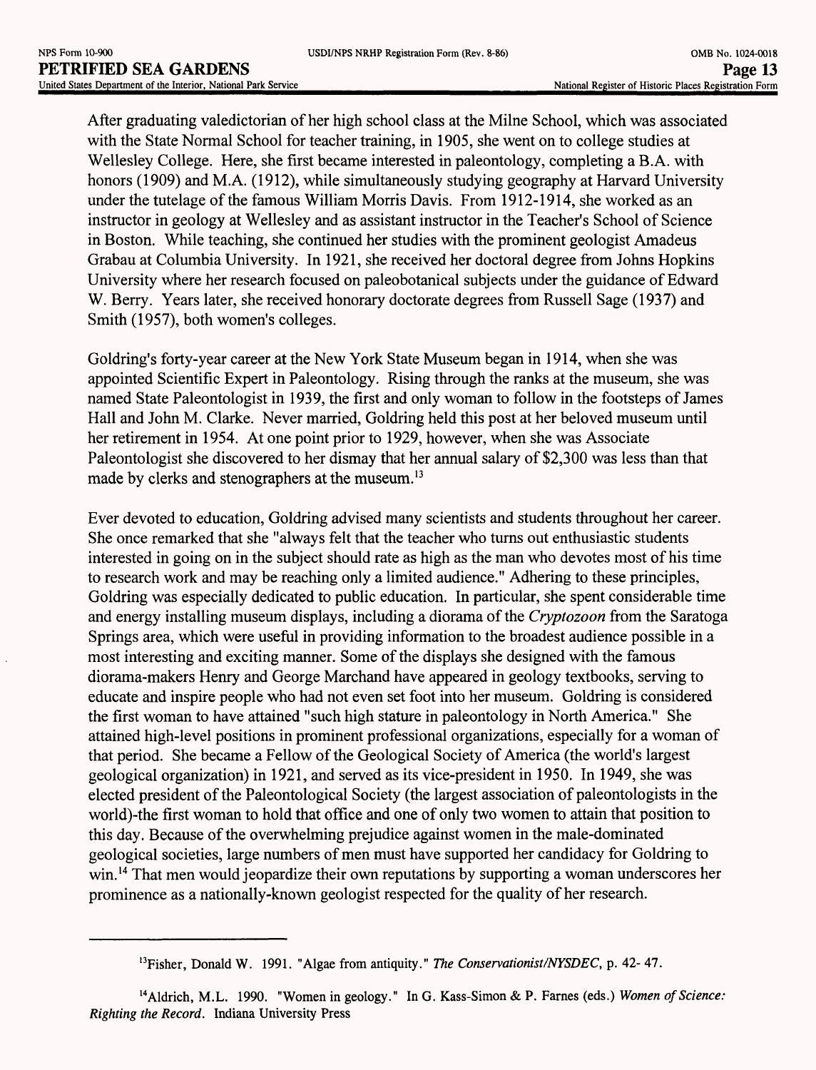After graduating valedictorian of her high school class at the Milne School, which was associated with the State Normal School for teacher training, in 1905, she went on to college studies at Wellesley College. Here, she first became interested in paleontology, completing a B.A. with honors (1909) and M.A. (1912), while simultaneously studying geography at Harvard University under the tutelage of the famous William Morris Davis. From 1912-1914, she worked as an instructor in geology at Wellesley and as assistant instructor in the Teacher's School of Science in Boston. While teaching, she continued her studies with the prominent geologist Amadeus Grabau at Columbia University. In 1921, she received her doctoral degree from Johns Hopkins University where her research focused on paleobotanical subjects under the guidance of Edward W. Berry. Years later, she received honorary doctorate degrees from Russell Sage (1937) and Smith (1957), both women's colleges.

Goldring's forty-year career at the New York State Museum began in 1914, when she was appointed Scientific Expert in Paleontology. Rising through the ranks at the museum, she was named State Paleontologist in 1939, the first and only woman to follow in the footsteps of James Hall and John M. Clarke. Never married, Goldring held this post at her beloved museum until her retirement in 1954. At one point prior to 1929, however, when she was Associate Paleontologist she discovered to her dismay that her annual salary of $2,300 was less than that made by clerks and stenographers at the museum.[13]

Ever devoted to education, Goldring advised many scientists and students throughout her career. She once remarked that she "always felt that the teacher who turns out enthusiastic students interested in going on in the subject should rate as high as the man who devotes most of his time to research work and may be reaching only a limited audience." Adhering to these principles, Goldring was especially dedicated to public education. In particular, she spent considerable time and energy installing museum displays, including a diorama of the *Cryptozoon* from the Saratoga Springs area, which were useful in providing information to the broadest audience possible in a most interesting and exciting manner. Some of the displays she designed with the famous diorama-makers Henry and George Marchand have appeared in geology textbooks, serving to educate and inspire people who had not even set foot into her museum. Goldring is considered the first woman to have attained "such high stature in paleontology in North America." She attained high-level positions in prominent professional organizations, especially for a woman of that period. She became a Fellow of the Geological Society of America (the world's largest geological organization) in 1921, and served as its vice-president in 1950. In 1949, she was elected president of the Paleontological Society (the largest association of paleontologists in the world)-the first woman to hold that office and one of only two women to attain that position to this day. Because of the overwhelming prejudice against women in the male-dominated geological societies, large numbers of men must have supported her candidacy for Goldring to win.[14] That men would jeopardize their own reputations by supporting a woman underscores her prominence as a nationally-known geologist respected for the quality of her research.

---

[13] Fisher, Donald W. 1991. "Algae from antiquity." *The Conservationist/NYSDEC*, p. 42- 47.

[14] Aldrich, M.L. 1990. "Women in geology." In G. Kass-Simon & P. Farnes (eds.) *Women of Science: Righting the Record*. Indiana University Press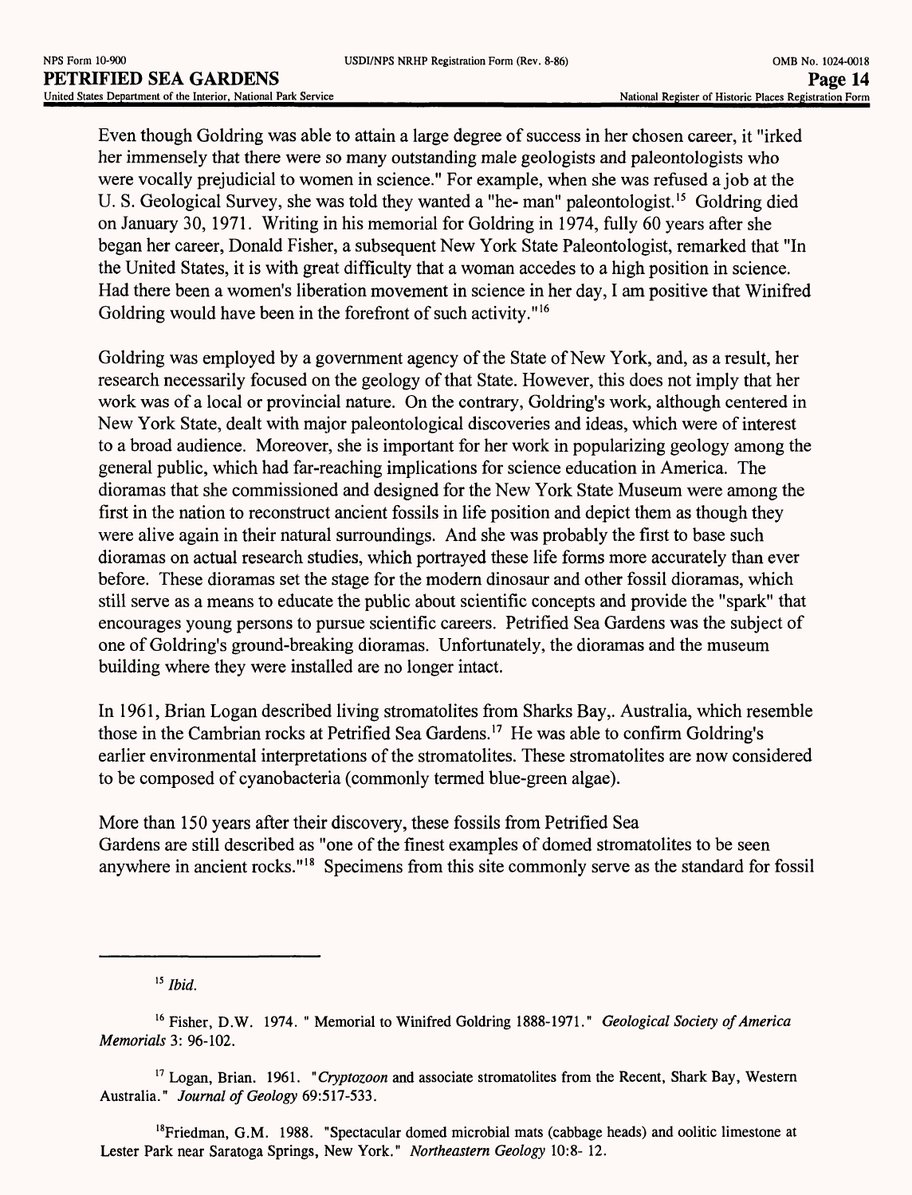Even though Goldring was able to attain a large degree of success in her chosen career, it "irked her immensely that there were so many outstanding male geologists and paleontologists who were vocally prejudicial to women in science." For example, when she was refused a job at the U. S. Geological Survey, she was told they wanted a "he- man" paleontologist.[15] Goldring died on January 30, 1971. Writing in his memorial for Goldring in 1974, fully 60 years after she began her career, Donald Fisher, a subsequent New York State Paleontologist, remarked that "In the United States, it is with great difficulty that a woman accedes to a high position in science. Had there been a women's liberation movement in science in her day, I am positive that Winifred Goldring would have been in the forefront of such activity."[16]

Goldring was employed by a government agency of the State of New York, and, as a result, her research necessarily focused on the geology of that State. However, this does not imply that her work was of a local or provincial nature. On the contrary, Goldring's work, although centered in New York State, dealt with major paleontological discoveries and ideas, which were of interest to a broad audience. Moreover, she is important for her work in popularizing geology among the general public, which had far-reaching implications for science education in America. The dioramas that she commissioned and designed for the New York State Museum were among the first in the nation to reconstruct ancient fossils in life position and depict them as though they were alive again in their natural surroundings. And she was probably the first to base such dioramas on actual research studies, which portrayed these life forms more accurately than ever before. These dioramas set the stage for the modern dinosaur and other fossil dioramas, which still serve as a means to educate the public about scientific concepts and provide the "spark" that encourages young persons to pursue scientific careers. Petrified Sea Gardens was the subject of one of Goldring's ground-breaking dioramas. Unfortunately, the dioramas and the museum building where they were installed are no longer intact.

In 1961, Brian Logan described living stromatolites from Sharks Bay,. Australia, which resemble those in the Cambrian rocks at Petrified Sea Gardens.[17] He was able to confirm Goldring's earlier environmental interpretations of the stromatolites. These stromatolites are now considered to be composed of cyanobacteria (commonly termed blue-green algae).

More than 150 years after their discovery, these fossils from Petrified Sea Gardens are still described as "one of the finest examples of domed stromatolites to be seen anywhere in ancient rocks."[18] Specimens from this site commonly serve as the standard for fossil

---

[15] *Ibid.*

[16] Fisher, D.W. 1974. " Memorial to Winifred Goldring 1888-1971." *Geological Society of America Memorials* 3: 96-102.

[17] Logan, Brian. 1961. "*Cryptozoon* and associate stromatolites from the Recent, Shark Bay, Western Australia." *Journal of Geology* 69:517-533.

[18] Friedman, G.M. 1988. "Spectacular domed microbial mats (cabbage heads) and oolitic limestone at Lester Park near Saratoga Springs, New York." *Northeastern Geology* 10:8- 12.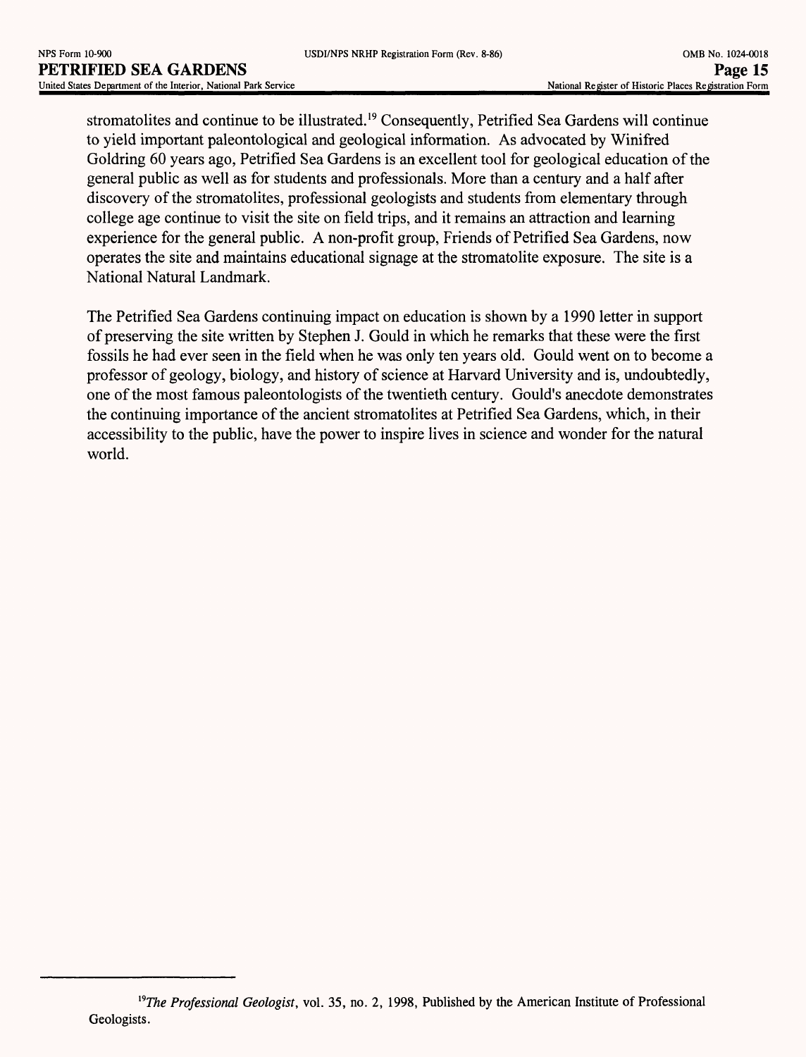stromatolites and continue to be illustrated.[19] Consequently, Petrified Sea Gardens will continue to yield important paleontological and geological information. As advocated by Winifred Goldring 60 years ago, Petrified Sea Gardens is an excellent tool for geological education of the general public as well as for students and professionals. More than a century and a half after discovery of the stromatolites, professional geologists and students from elementary through college age continue to visit the site on field trips, and it remains an attraction and learning experience for the general public. A non-profit group, Friends of Petrified Sea Gardens, now operates the site and maintains educational signage at the stromatolite exposure. The site is a National Natural Landmark.

The Petrified Sea Gardens continuing impact on education is shown by a 1990 letter in support of preserving the site written by Stephen J. Gould in which he remarks that these were the first fossils he had ever seen in the field when he was only ten years old. Gould went on to become a professor of geology, biology, and history of science at Harvard University and is, undoubtedly, one of the most famous paleontologists of the twentieth century. Gould's anecdote demonstrates the continuing importance of the ancient stromatolites at Petrified Sea Gardens, which, in their accessibility to the public, have the power to inspire lives in science and wonder for the natural world.

---

[19] *The Professional Geologist*, vol. 35, no. 2, 1998, Published by the American Institute of Professional Geologists.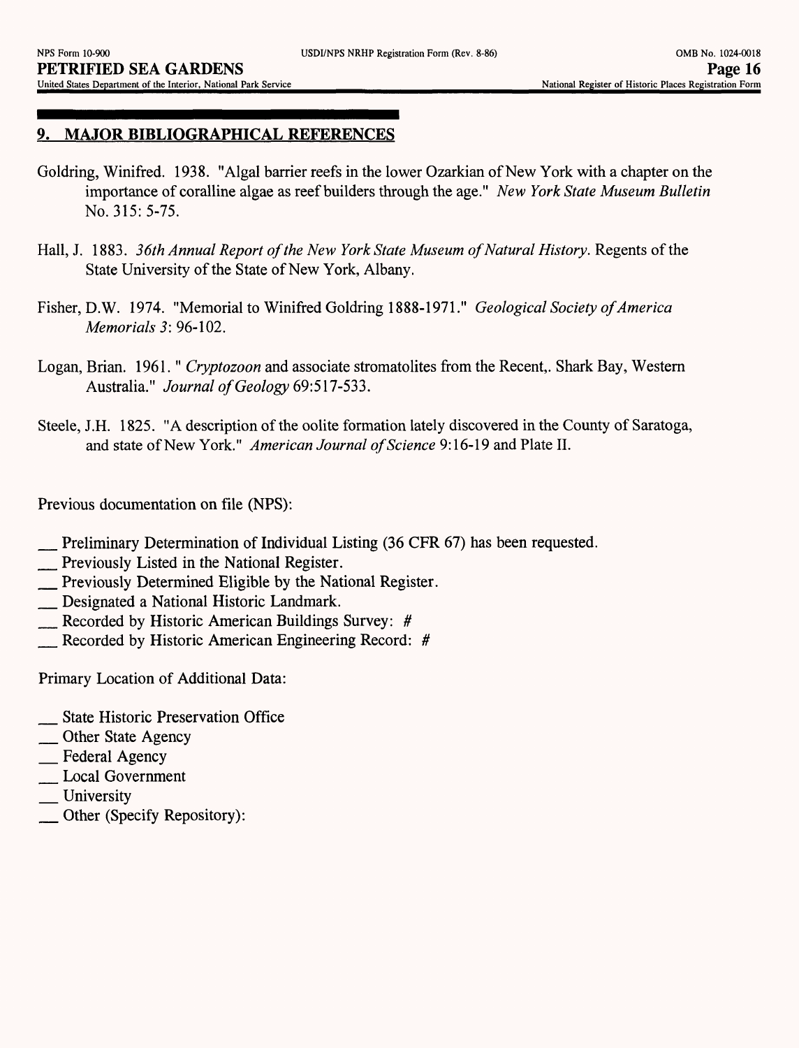## 9. MAJOR BIBLIOGRAPHICAL REFERENCES

Goldring, Winifred. 1938. "Algal barrier reefs in the lower Ozarkian of New York with a chapter on the importance of coralline algae as reef builders through the age." *New York State Museum Bulletin* No. 315: 5-75.

Hall, J. 1883. *36th Annual Report of the New York State Museum of Natural History.* Regents of the State University of the State of New York, Albany.

Fisher, D.W. 1974. "Memorial to Winifred Goldring 1888-1971." *Geological Society of America Memorials 3*: 96-102.

Logan, Brian. 1961. " *Cryptozoon* and associate stromatolites from the Recent,. Shark Bay, Western Australia." *Journal of Geology* 69:517-533.

Steele, J.H. 1825. "A description of the oolite formation lately discovered in the County of Saratoga, and state of New York." *American Journal of Science* 9:16-19 and Plate II.

Previous documentation on file (NPS):

__ Preliminary Determination of Individual Listing (36 CFR 67) has been requested.
__ Previously Listed in the National Register.
__ Previously Determined Eligible by the National Register.
__ Designated a National Historic Landmark.
__ Recorded by Historic American Buildings Survey: #
__ Recorded by Historic American Engineering Record: #

Primary Location of Additional Data:

__ State Historic Preservation Office
__ Other State Agency
__ Federal Agency
__ Local Government
__ University
__ Other (Specify Repository):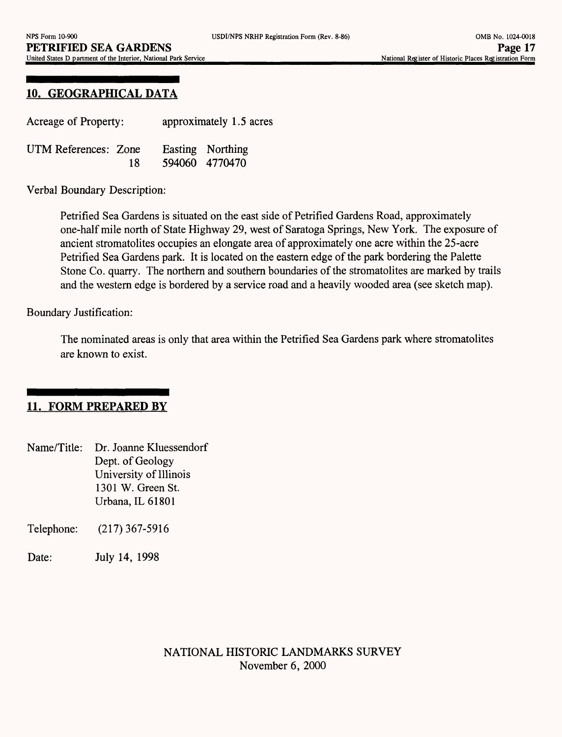## 10. GEOGRAPHICAL DATA

Acreage of Property: approximately 1.5 acres

| UTM References: Zone | Easting | Northing |
|---|---|---|
| 18 | 594060 | 4770470 |

Verbal Boundary Description:

Petrified Sea Gardens is situated on the east side of Petrified Gardens Road, approximately one-half mile north of State Highway 29, west of Saratoga Springs, New York. The exposure of ancient stromatolites occupies an elongate area of approximately one acre within the 25-acre Petrified Sea Gardens park. It is located on the eastern edge of the park bordering the Palette Stone Co. quarry. The northern and southern boundaries of the stromatolites are marked by trails and the western edge is bordered by a service road and a heavily wooded area (see sketch map).

Boundary Justification:

The nominated areas is only that area within the Petrified Sea Gardens park where stromatolites are known to exist.

## 11. FORM PREPARED BY

Name/Title: Dr. Joanne Kluessendorf
Dept. of Geology
University of Illinois
1301 W. Green St.
Urbana, IL 61801

Telephone: (217) 367-5916

Date: July 14, 1998

NATIONAL HISTORIC LANDMARKS SURVEY
November 6, 2000